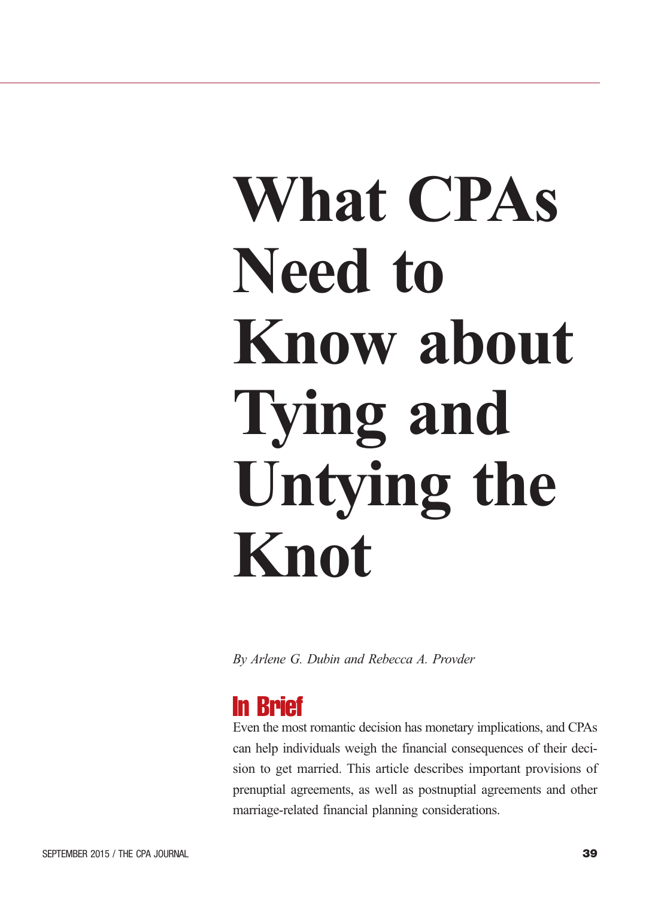# What CPAs Need to Know about Tying and Untying the Knot

*By Arlene G. Dubin and Rebecca A. Provder*

## In Brief

Even the most romantic decision has monetary implications, and CPAs can help individuals weigh the financial consequences of their decision to get married. This article describes important provisions of prenuptial agreements, as well as postnuptial agreements and other marriage-related financial planning considerations.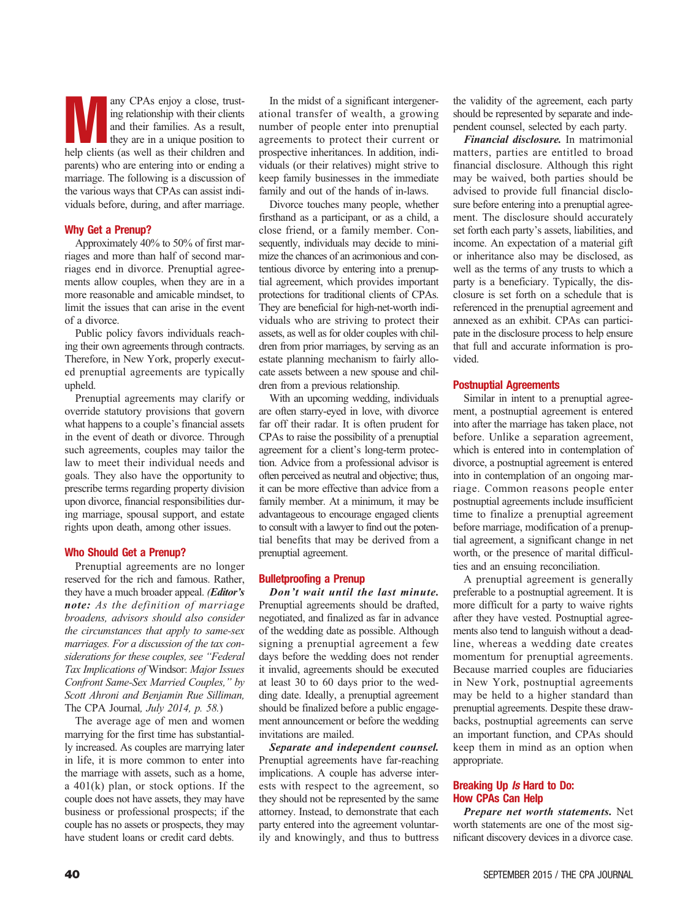Many CPAs enjoy a close, trusting relationship with their clients and their families. As a result, they are in a unique position to help clients (as well as their children and parents) who are entering into or ending a marriage. The following is a discussion of the various ways that CPAs can assist individuals before, during, and after marriage.

## Why Get a Prenup?

Approximately 40% to 50% of first marriages and more than half of second marriages end in divorce. Prenuptial agreements allow couples, when they are in a more reasonable and amicable mindset, to limit the issues that can arise in the event of a divorce.

Public policy favors individuals reaching their own agreements through contracts. Therefore, in New York, properly executed prenuptial agreements are typically upheld.

Prenuptial agreements may clarify or override statutory provisions that govern what happens to a couple's financial assets in the event of death or divorce. Through such agreements, couples may tailor the law to meet their individual needs and goals. They also have the opportunity to prescribe terms regarding property division upon divorce, financial responsibilities during marriage, spousal support, and estate rights upon death, among other issues.

## Who Should Get a Prenup?

Prenuptial agreements are no longer reserved for the rich and famous. Rather, they have a much broader appeal. ***(Editor's note:** As the definition of marriage broadens, advisors should also consider the circumstances that apply to same-sex marriages. For a discussion of the tax considerations for these couples, see "Federal Tax Implications of* Windsor: *Major Issues Confront Same-Sex Married Couples," by Scott Ahroni and Benjamin Rue Silliman,* The CPA Journal*, July 2014, p. 58.)*

The average age of men and women marrying for the first time has substantially increased. As couples are marrying later in life, it is more common to enter into the marriage with assets, such as a home, a 401(k) plan, or stock options. If the couple does not have assets, they may have business or professional prospects; if the couple has no assets or prospects, they may have student loans or credit card debts.

In the midst of a significant intergenerational transfer of wealth, a growing number of people enter into prenuptial agreements to protect their current or prospective inheritances. In addition, individuals (or their relatives) might strive to keep family businesses in the immediate family and out of the hands of in-laws.

Divorce touches many people, whether firsthand as a participant, or as a child, a close friend, or a family member. Consequently, individuals may decide to minimize the chances of an acrimonious and contentious divorce by entering into a prenuptial agreement, which provides important protections for traditional clients of CPAs. They are beneficial for high-net-worth individuals who are striving to protect their assets, as well as for older couples with children from prior marriages, by serving as an estate planning mechanism to fairly allocate assets between a new spouse and children from a previous relationship.

With an upcoming wedding, individuals are often starry-eyed in love, with divorce far off their radar. It is often prudent for CPAs to raise the possibility of a prenuptial agreement for a client's long-term protection. Advice from a professional advisor is often perceived as neutral and objective; thus, it can be more effective than advice from a family member. At a minimum, it may be advantageous to encourage engaged clients to consult with a lawyer to find out the potential benefits that may be derived from a prenuptial agreement.

## Bulletproofing a Prenup

***Don't wait until the last minute.*** Prenuptial agreements should be drafted, negotiated, and finalized as far in advance of the wedding date as possible. Although signing a prenuptial agreement a few days before the wedding does not render it invalid, agreements should be executed at least 30 to 60 days prior to the wedding date. Ideally, a prenuptial agreement should be finalized before a public engagement announcement or before the wedding invitations are mailed.

***Separate and independent counsel.*** Prenuptial agreements have far-reaching implications. A couple has adverse interests with respect to the agreement, so they should not be represented by the same attorney. Instead, to demonstrate that each party entered into the agreement voluntarily and knowingly, and thus to buttress the validity of the agreement, each party should be represented by separate and independent counsel, selected by each party.

***Financial disclosure.*** In matrimonial matters, parties are entitled to broad financial disclosure. Although this right may be waived, both parties should be advised to provide full financial disclosure before entering into a prenuptial agreement. The disclosure should accurately set forth each party's assets, liabilities, and income. An expectation of a material gift or inheritance also may be disclosed, as well as the terms of any trusts to which a party is a beneficiary. Typically, the disclosure is set forth on a schedule that is referenced in the prenuptial agreement and annexed as an exhibit. CPAs can participate in the disclosure process to help ensure that full and accurate information is provided.

## Postnuptial Agreements

Similar in intent to a prenuptial agreement, a postnuptial agreement is entered into after the marriage has taken place, not before. Unlike a separation agreement, which is entered into in contemplation of divorce, a postnuptial agreement is entered into in contemplation of an ongoing marriage. Common reasons people enter postnuptial agreements include insufficient time to finalize a prenuptial agreement before marriage, modification of a prenuptial agreement, a significant change in net worth, or the presence of marital difficulties and an ensuing reconciliation.

A prenuptial agreement is generally preferable to a postnuptial agreement. It is more difficult for a party to waive rights after they have vested. Postnuptial agreements also tend to languish without a deadline, whereas a wedding date creates momentum for prenuptial agreements. Because married couples are fiduciaries in New York, postnuptial agreements may be held to a higher standard than prenuptial agreements. Despite these drawbacks, postnuptial agreements can serve an important function, and CPAs should keep them in mind as an option when appropriate.

## Breaking Up *Is* Hard to Do: How CPAs Can Help

***Prepare net worth statements.*** Net worth statements are one of the most significant discovery devices in a divorce case.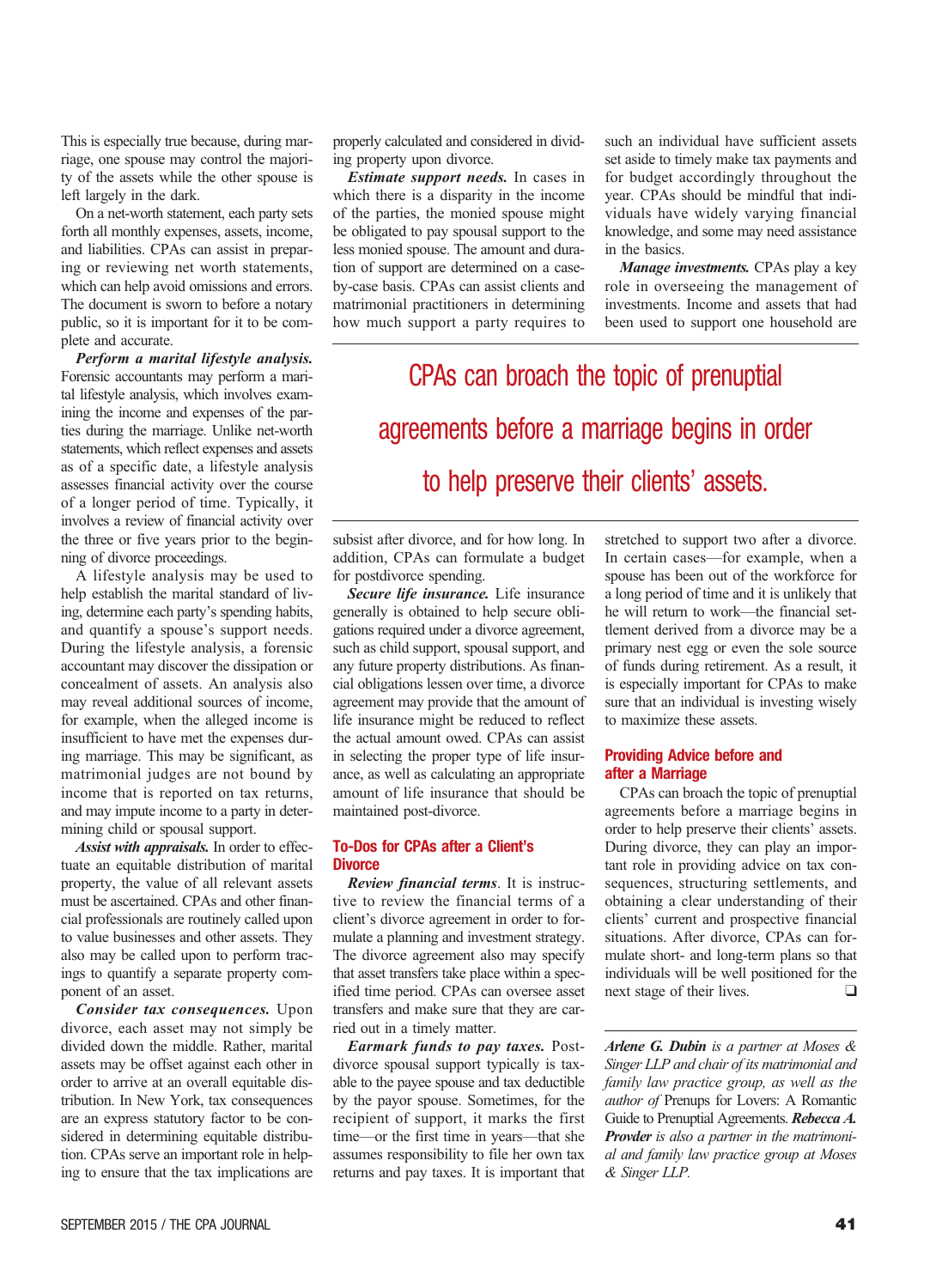This is especially true because, during marriage, one spouse may control the majority of the assets while the other spouse is left largely in the dark.

On a net-worth statement, each party sets forth all monthly expenses, assets, income, and liabilities. CPAs can assist in preparing or reviewing net worth statements, which can help avoid omissions and errors. The document is sworn to before a notary public, so it is important for it to be complete and accurate.

***Perform a marital lifestyle analysis.*** Forensic accountants may perform a marital lifestyle analysis, which involves examining the income and expenses of the parties during the marriage. Unlike net-worth statements, which reflect expenses and assets as of a specific date, a lifestyle analysis assesses financial activity over the course of a longer period of time. Typically, it involves a review of financial activity over the three or five years prior to the beginning of divorce proceedings.

A lifestyle analysis may be used to help establish the marital standard of living, determine each party's spending habits, and quantify a spouse's support needs. During the lifestyle analysis, a forensic accountant may discover the dissipation or concealment of assets. An analysis also may reveal additional sources of income, for example, when the alleged income is insufficient to have met the expenses during marriage. This may be significant, as matrimonial judges are not bound by income that is reported on tax returns, and may impute income to a party in determining child or spousal support.

***Assist with appraisals.*** In order to effectuate an equitable distribution of marital property, the value of all relevant assets must be ascertained. CPAs and other financial professionals are routinely called upon to value businesses and other assets. They also may be called upon to perform tracings to quantify a separate property component of an asset.

***Consider tax consequences.*** Upon divorce, each asset may not simply be divided down the middle. Rather, marital assets may be offset against each other in order to arrive at an overall equitable distribution. In New York, tax consequences are an express statutory factor to be considered in determining equitable distribution. CPAs serve an important role in helping to ensure that the tax implications are properly calculated and considered in dividing property upon divorce.

***Estimate support needs.*** In cases in which there is a disparity in the income of the parties, the monied spouse might be obligated to pay spousal support to the less monied spouse. The amount and duration of support are determined on a case-by-case basis. CPAs can assist clients and matrimonial practitioners in determining how much support a party requires to subsist after divorce, and for how long. In addition, CPAs can formulate a budget for postdivorce spending.

***Secure life insurance.*** Life insurance generally is obtained to help secure obligations required under a divorce agreement, such as child support, spousal support, and any future property distributions. As financial obligations lessen over time, a divorce agreement may provide that the amount of life insurance might be reduced to reflect the actual amount owed. CPAs can assist in selecting the proper type of life insurance, as well as calculating an appropriate amount of life insurance that should be maintained post-divorce.

## To-Dos for CPAs after a Client's Divorce

***Review financial terms.*** It is instructive to review the financial terms of a client's divorce agreement in order to formulate a planning and investment strategy. The divorce agreement also may specify that asset transfers take place within a specified time period. CPAs can oversee asset transfers and make sure that they are carried out in a timely matter.

***Earmark funds to pay taxes.*** Postdivorce spousal support typically is taxable to the payee spouse and tax deductible by the payor spouse. Sometimes, for the recipient of support, it marks the first time—or the first time in years—that she assumes responsibility to file her own tax returns and pay taxes. It is important that such an individual have sufficient assets set aside to timely make tax payments and for budget accordingly throughout the year. CPAs should be mindful that individuals have widely varying financial knowledge, and some may need assistance in the basics.

***Manage investments.*** CPAs play a key role in overseeing the management of investments. Income and assets that had been used to support one household are stretched to support two after a divorce. In certain cases—for example, when a spouse has been out of the workforce for a long period of time and it is unlikely that he will return to work—the financial settlement derived from a divorce may be a primary nest egg or even the sole source of funds during retirement. As a result, it is especially important for CPAs to make sure that an individual is investing wisely to maximize these assets.

> CPAs can broach the topic of prenuptial agreements before a marriage begins in order to help preserve their clients' assets.

## Providing Advice before and after a Marriage

CPAs can broach the topic of prenuptial agreements before a marriage begins in order to help preserve their clients' assets. During divorce, they can play an important role in providing advice on tax consequences, structuring settlements, and obtaining a clear understanding of their clients' current and prospective financial situations. After divorce, CPAs can formulate short- and long-term plans so that individuals will be well positioned for the next stage of their lives. ❑

---

***Arlene G. Dubin*** *is a partner at Moses & Singer LLP and chair of its matrimonial and family law practice group, as well as the author of* Prenups for Lovers: A Romantic Guide to Prenuptial Agreements. ***Rebecca A. Provder*** *is also a partner in the matrimonial and family law practice group at Moses & Singer LLP.*